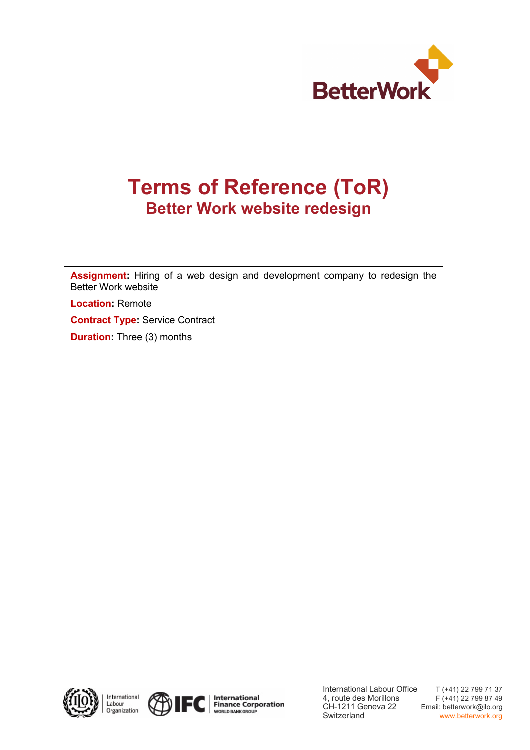# Terms of Reference (ToR)

## Better Work website redesign

**Assignment:** Hiring of a web design and development company to redesign the Better Work website

**Location:** Remote

**Contract Type:** Service Contract

**Duration:** Three (3) months

International Labour Office
4, route des Morillons
CH-1211 Geneva 22
Switzerland

T (+41) 22 799 71 37
F (+41) 22 799 87 49
Email: betterwork@ilo.org
www.betterwork.org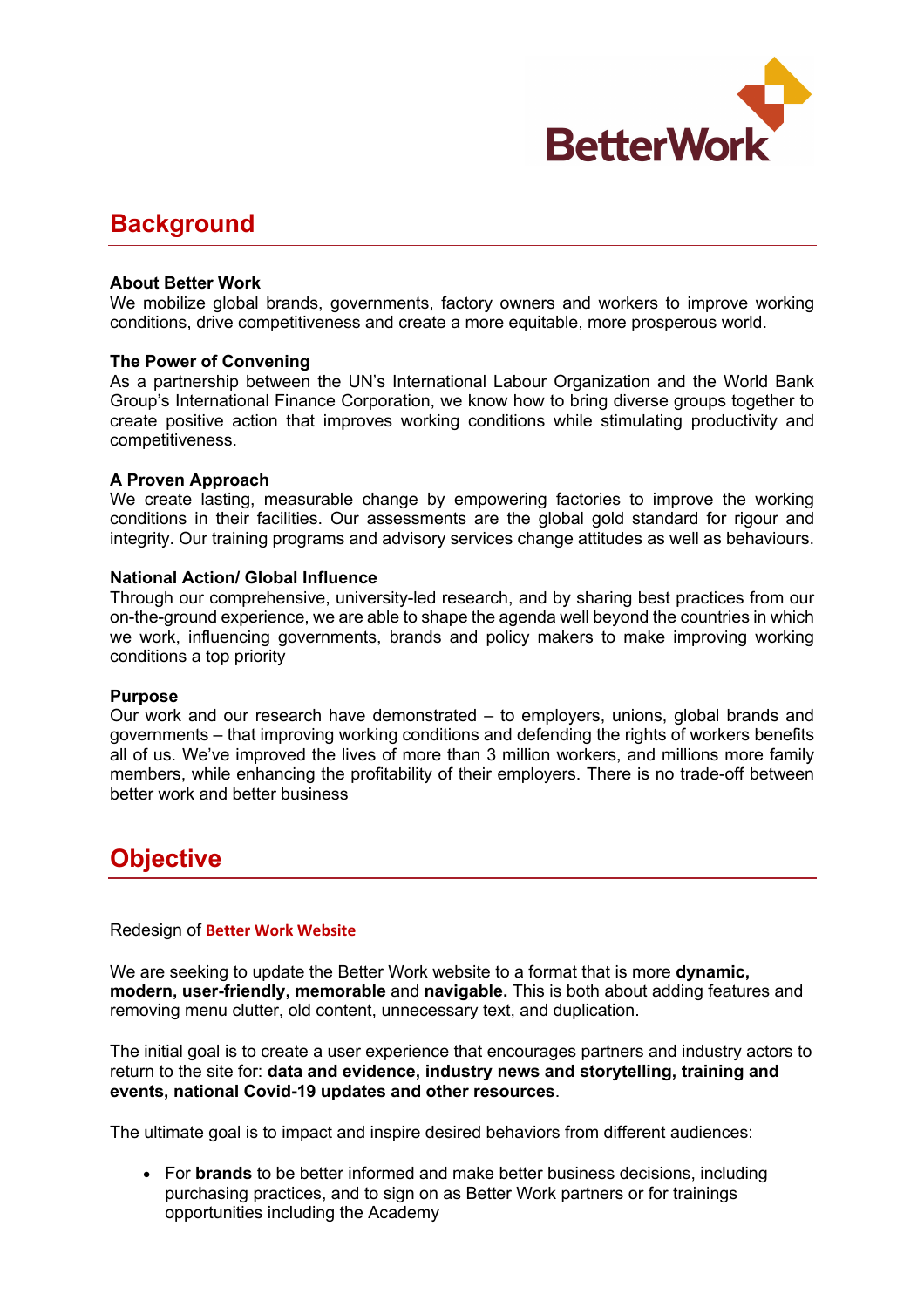## Background

**About Better Work**
We mobilize global brands, governments, factory owners and workers to improve working conditions, drive competitiveness and create a more equitable, more prosperous world.

**The Power of Convening**
As a partnership between the UN's International Labour Organization and the World Bank Group's International Finance Corporation, we know how to bring diverse groups together to create positive action that improves working conditions while stimulating productivity and competitiveness.

**A Proven Approach**
We create lasting, measurable change by empowering factories to improve the working conditions in their facilities. Our assessments are the global gold standard for rigour and integrity. Our training programs and advisory services change attitudes as well as behaviours.

**National Action/ Global Influence**
Through our comprehensive, university-led research, and by sharing best practices from our on-the-ground experience, we are able to shape the agenda well beyond the countries in which we work, influencing governments, brands and policy makers to make improving working conditions a top priority

**Purpose**
Our work and our research have demonstrated – to employers, unions, global brands and governments – that improving working conditions and defending the rights of workers benefits all of us. We've improved the lives of more than 3 million workers, and millions more family members, while enhancing the profitability of their employers. There is no trade-off between better work and better business

## Objective

Redesign of **Better Work Website**

We are seeking to update the Better Work website to a format that is more **dynamic, modern, user-friendly, memorable** and **navigable.** This is both about adding features and removing menu clutter, old content, unnecessary text, and duplication.

The initial goal is to create a user experience that encourages partners and industry actors to return to the site for: **data and evidence, industry news and storytelling, training and events, national Covid-19 updates and other resources**.

The ultimate goal is to impact and inspire desired behaviors from different audiences:

- For **brands** to be better informed and make better business decisions, including purchasing practices, and to sign on as Better Work partners or for trainings opportunities including the Academy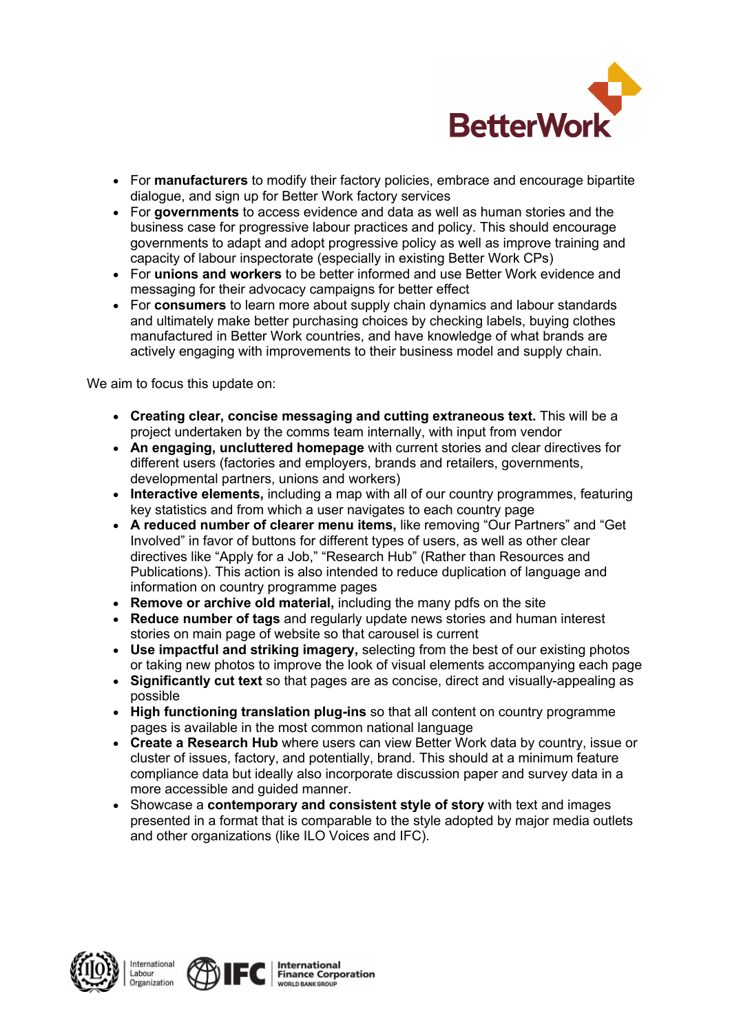- For **manufacturers** to modify their factory policies, embrace and encourage bipartite dialogue, and sign up for Better Work factory services
- For **governments** to access evidence and data as well as human stories and the business case for progressive labour practices and policy. This should encourage governments to adapt and adopt progressive policy as well as improve training and capacity of labour inspectorate (especially in existing Better Work CPs)
- For **unions and workers** to be better informed and use Better Work evidence and messaging for their advocacy campaigns for better effect
- For **consumers** to learn more about supply chain dynamics and labour standards and ultimately make better purchasing choices by checking labels, buying clothes manufactured in Better Work countries, and have knowledge of what brands are actively engaging with improvements to their business model and supply chain.

We aim to focus this update on:

- **Creating clear, concise messaging and cutting extraneous text.** This will be a project undertaken by the comms team internally, with input from vendor
- **An engaging, uncluttered homepage** with current stories and clear directives for different users (factories and employers, brands and retailers, governments, developmental partners, unions and workers)
- **Interactive elements,** including a map with all of our country programmes, featuring key statistics and from which a user navigates to each country page
- **A reduced number of clearer menu items,** like removing "Our Partners" and "Get Involved" in favor of buttons for different types of users, as well as other clear directives like "Apply for a Job," "Research Hub" (Rather than Resources and Publications). This action is also intended to reduce duplication of language and information on country programme pages
- **Remove or archive old material,** including the many pdfs on the site
- **Reduce number of tags** and regularly update news stories and human interest stories on main page of website so that carousel is current
- **Use impactful and striking imagery,** selecting from the best of our existing photos or taking new photos to improve the look of visual elements accompanying each page
- **Significantly cut text** so that pages are as concise, direct and visually-appealing as possible
- **High functioning translation plug-ins** so that all content on country programme pages is available in the most common national language
- **Create a Research Hub** where users can view Better Work data by country, issue or cluster of issues, factory, and potentially, brand. This should at a minimum feature compliance data but ideally also incorporate discussion paper and survey data in a more accessible and guided manner.
- Showcase a **contemporary and consistent style of story** with text and images presented in a format that is comparable to the style adopted by major media outlets and other organizations (like ILO Voices and IFC).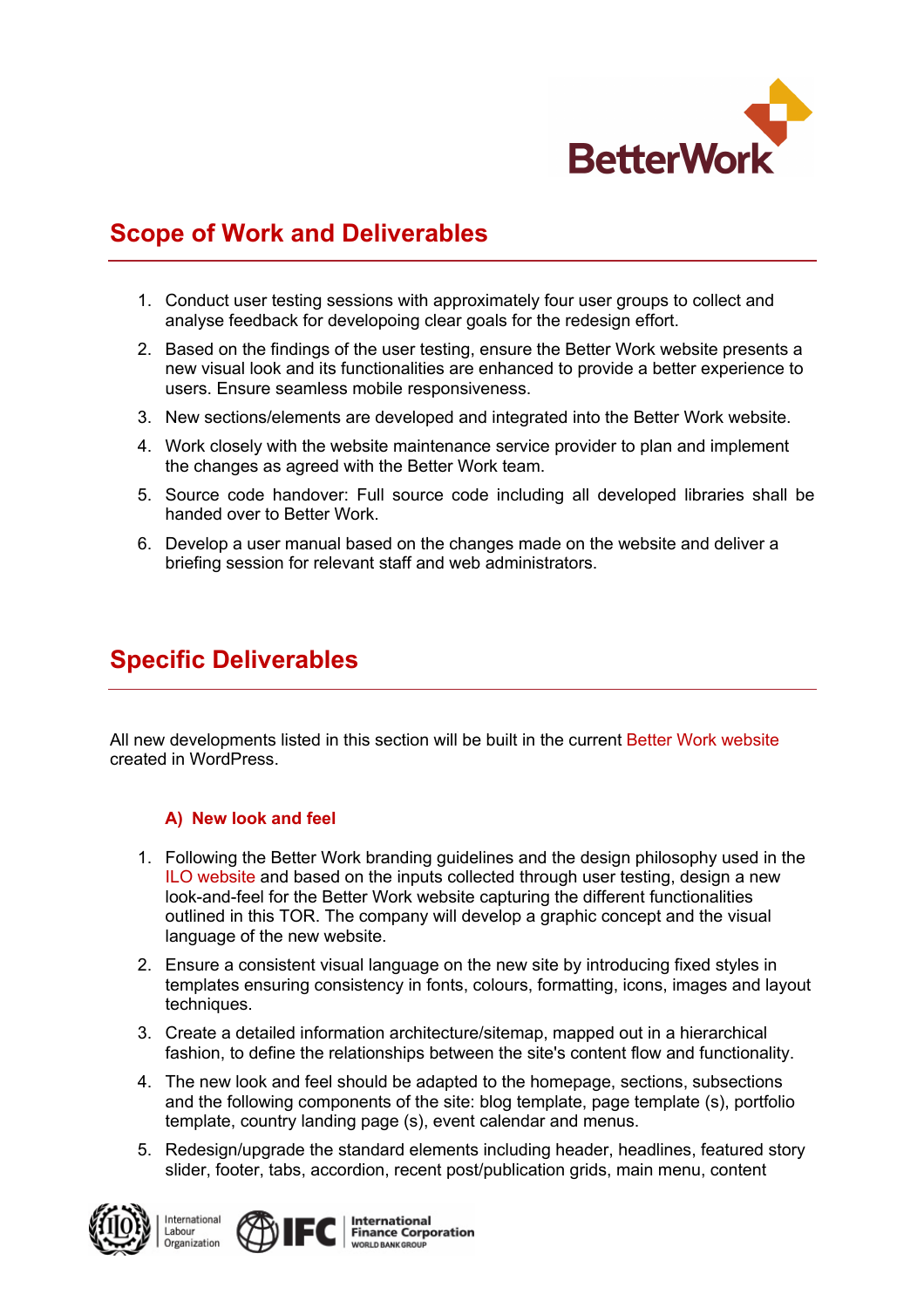## Scope of Work and Deliverables

1. Conduct user testing sessions with approximately four user groups to collect and analyse feedback for developoing clear goals for the redesign effort.
2. Based on the findings of the user testing, ensure the Better Work website presents a new visual look and its functionalities are enhanced to provide a better experience to users. Ensure seamless mobile responsiveness.
3. New sections/elements are developed and integrated into the Better Work website.
4. Work closely with the website maintenance service provider to plan and implement the changes as agreed with the Better Work team.
5. Source code handover: Full source code including all developed libraries shall be handed over to Better Work.
6. Develop a user manual based on the changes made on the website and deliver a briefing session for relevant staff and web administrators.

## Specific Deliverables

All new developments listed in this section will be built in the current Better Work website created in WordPress.

### A) New look and feel

1. Following the Better Work branding guidelines and the design philosophy used in the ILO website and based on the inputs collected through user testing, design a new look-and-feel for the Better Work website capturing the different functionalities outlined in this TOR. The company will develop a graphic concept and the visual language of the new website.
2. Ensure a consistent visual language on the new site by introducing fixed styles in templates ensuring consistency in fonts, colours, formatting, icons, images and layout techniques.
3. Create a detailed information architecture/sitemap, mapped out in a hierarchical fashion, to define the relationships between the site's content flow and functionality.
4. The new look and feel should be adapted to the homepage, sections, subsections and the following components of the site: blog template, page template (s), portfolio template, country landing page (s), event calendar and menus.
5. Redesign/upgrade the standard elements including header, headlines, featured story slider, footer, tabs, accordion, recent post/publication grids, main menu, content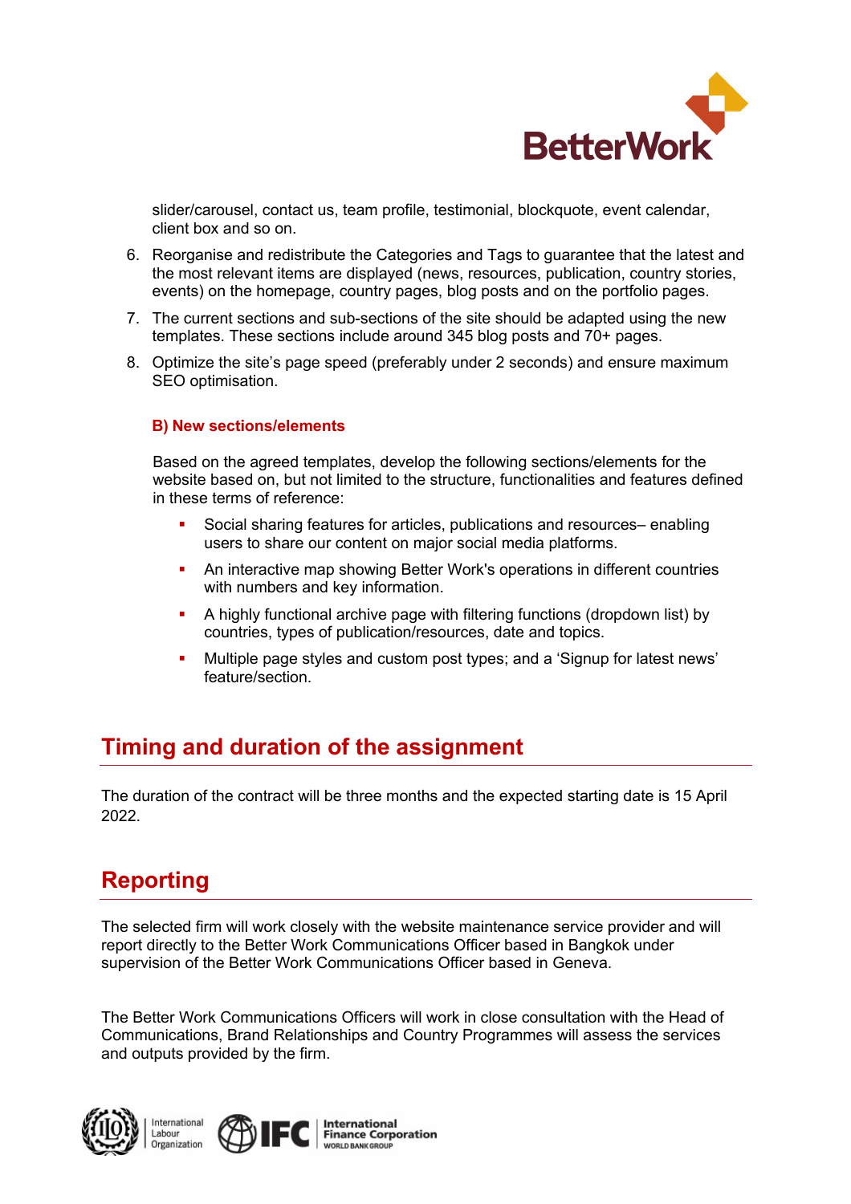slider/carousel, contact us, team profile, testimonial, blockquote, event calendar, client box and so on.

6. Reorganise and redistribute the Categories and Tags to guarantee that the latest and the most relevant items are displayed (news, resources, publication, country stories, events) on the homepage, country pages, blog posts and on the portfolio pages.
7. The current sections and sub-sections of the site should be adapted using the new templates. These sections include around 345 blog posts and 70+ pages.
8. Optimize the site's page speed (preferably under 2 seconds) and ensure maximum SEO optimisation.

### B) New sections/elements

Based on the agreed templates, develop the following sections/elements for the website based on, but not limited to the structure, functionalities and features defined in these terms of reference:

- Social sharing features for articles, publications and resources– enabling users to share our content on major social media platforms.
- An interactive map showing Better Work's operations in different countries with numbers and key information.
- A highly functional archive page with filtering functions (dropdown list) by countries, types of publication/resources, date and topics.
- Multiple page styles and custom post types; and a 'Signup for latest news' feature/section.

## Timing and duration of the assignment

The duration of the contract will be three months and the expected starting date is 15 April 2022.

## Reporting

The selected firm will work closely with the website maintenance service provider and will report directly to the Better Work Communications Officer based in Bangkok under supervision of the Better Work Communications Officer based in Geneva.

The Better Work Communications Officers will work in close consultation with the Head of Communications, Brand Relationships and Country Programmes will assess the services and outputs provided by the firm.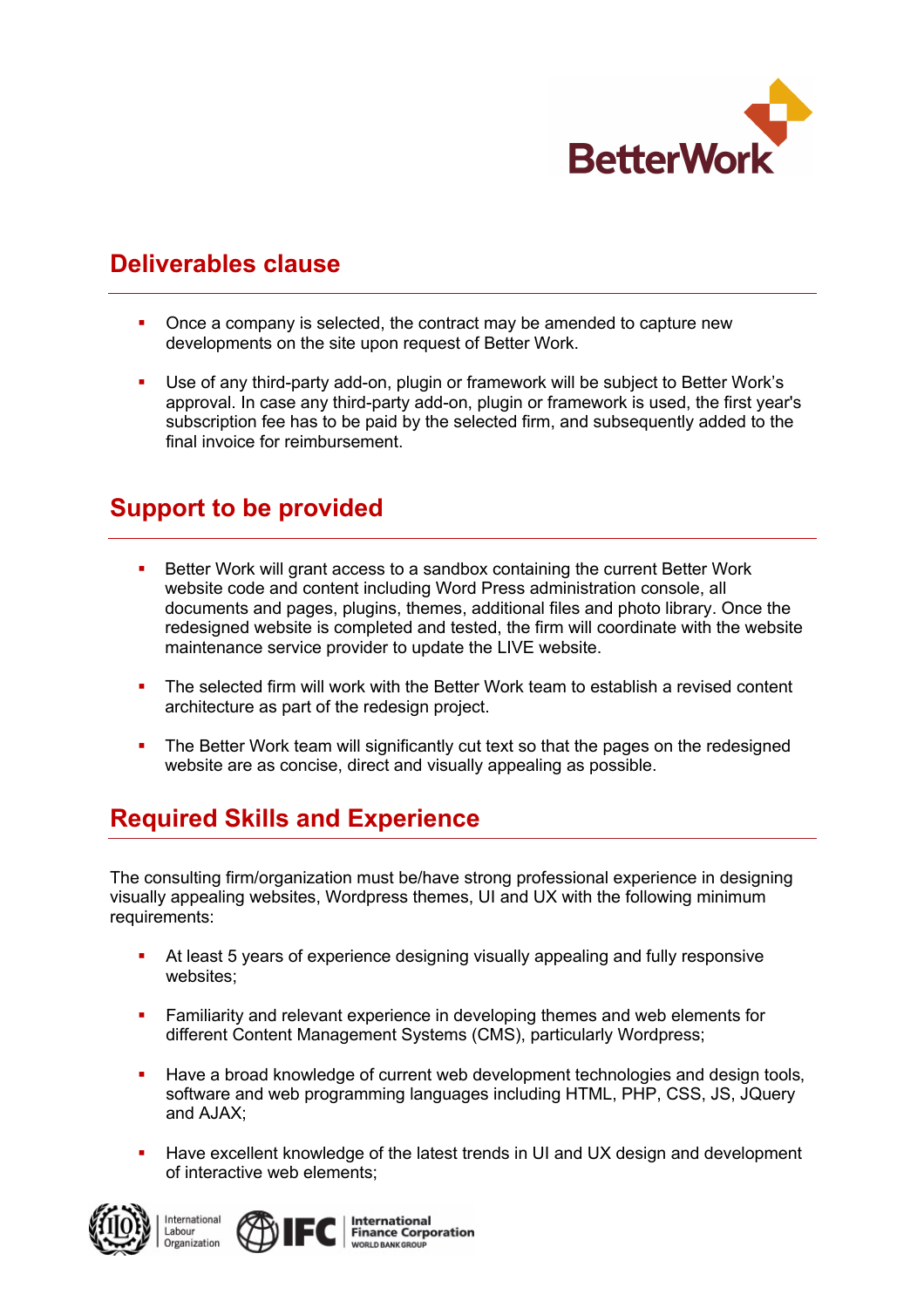## Deliverables clause

- Once a company is selected, the contract may be amended to capture new developments on the site upon request of Better Work.
- Use of any third-party add-on, plugin or framework will be subject to Better Work's approval. In case any third-party add-on, plugin or framework is used, the first year's subscription fee has to be paid by the selected firm, and subsequently added to the final invoice for reimbursement.

## Support to be provided

- Better Work will grant access to a sandbox containing the current Better Work website code and content including Word Press administration console, all documents and pages, plugins, themes, additional files and photo library. Once the redesigned website is completed and tested, the firm will coordinate with the website maintenance service provider to update the LIVE website.
- The selected firm will work with the Better Work team to establish a revised content architecture as part of the redesign project.
- The Better Work team will significantly cut text so that the pages on the redesigned website are as concise, direct and visually appealing as possible.

## Required Skills and Experience

The consulting firm/organization must be/have strong professional experience in designing visually appealing websites, Wordpress themes, UI and UX with the following minimum requirements:

- At least 5 years of experience designing visually appealing and fully responsive websites;
- Familiarity and relevant experience in developing themes and web elements for different Content Management Systems (CMS), particularly Wordpress;
- Have a broad knowledge of current web development technologies and design tools, software and web programming languages including HTML, PHP, CSS, JS, JQuery and AJAX;
- Have excellent knowledge of the latest trends in UI and UX design and development of interactive web elements;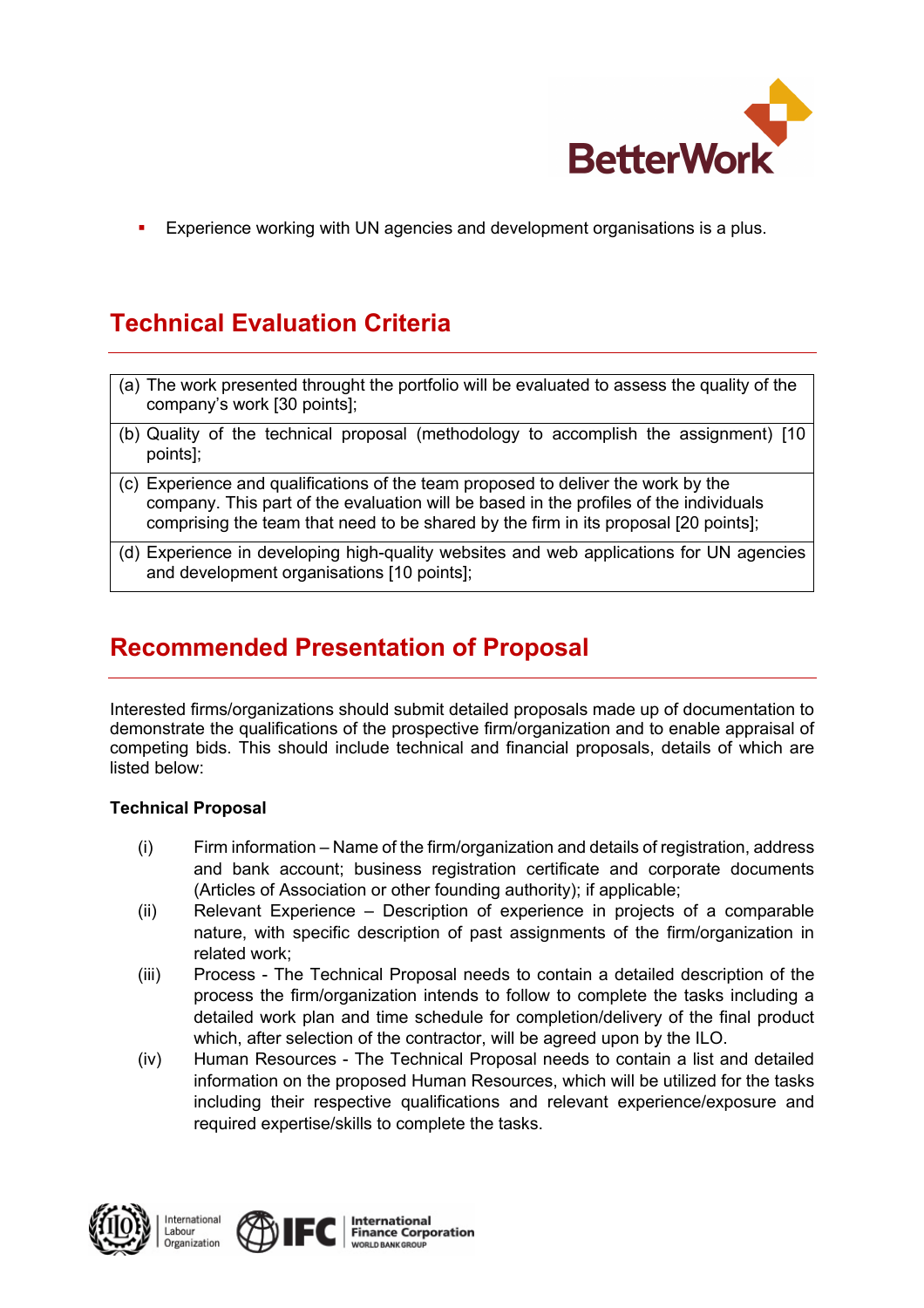- Experience working with UN agencies and development organisations is a plus.

## Technical Evaluation Criteria

| |
|---|
| (a) The work presented throught the portfolio will be evaluated to assess the quality of the company's work [30 points]; |
| (b) Quality of the technical proposal (methodology to accomplish the assignment) [10 points]; |
| (c) Experience and qualifications of the team proposed to deliver the work by the company. This part of the evaluation will be based in the profiles of the individuals comprising the team that need to be shared by the firm in its proposal [20 points]; |
| (d) Experience in developing high-quality websites and web applications for UN agencies and development organisations [10 points]; |

## Recommended Presentation of Proposal

Interested firms/organizations should submit detailed proposals made up of documentation to demonstrate the qualifications of the prospective firm/organization and to enable appraisal of competing bids. This should include technical and financial proposals, details of which are listed below:

**Technical Proposal**

(i) Firm information – Name of the firm/organization and details of registration, address and bank account; business registration certificate and corporate documents (Articles of Association or other founding authority); if applicable;

(ii) Relevant Experience – Description of experience in projects of a comparable nature, with specific description of past assignments of the firm/organization in related work;

(iii) Process - The Technical Proposal needs to contain a detailed description of the process the firm/organization intends to follow to complete the tasks including a detailed work plan and time schedule for completion/delivery of the final product which, after selection of the contractor, will be agreed upon by the ILO.

(iv) Human Resources - The Technical Proposal needs to contain a list and detailed information on the proposed Human Resources, which will be utilized for the tasks including their respective qualifications and relevant experience/exposure and required expertise/skills to complete the tasks.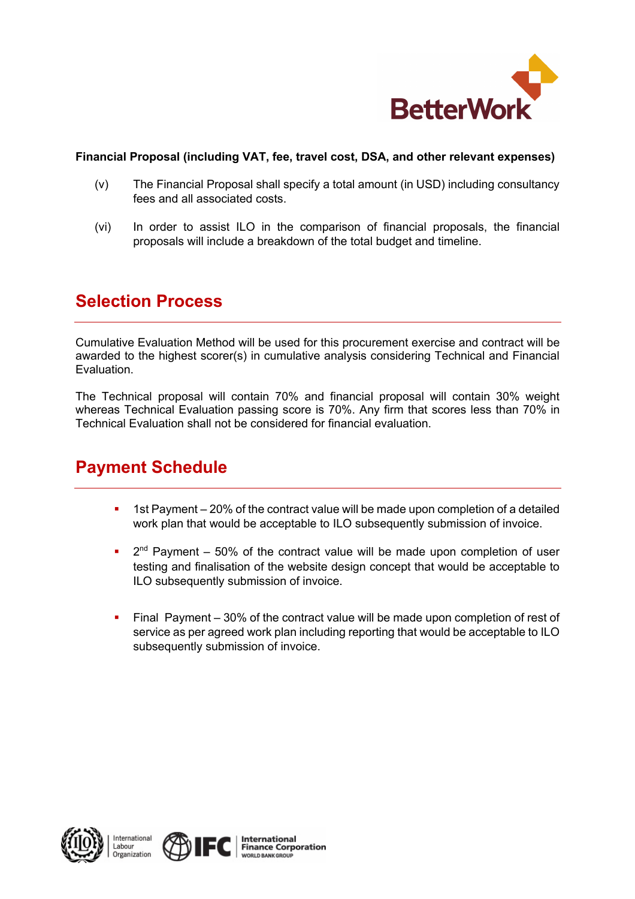**Financial Proposal (including VAT, fee, travel cost, DSA, and other relevant expenses)**

(v) The Financial Proposal shall specify a total amount (in USD) including consultancy fees and all associated costs.

(vi) In order to assist ILO in the comparison of financial proposals, the financial proposals will include a breakdown of the total budget and timeline.

## Selection Process

Cumulative Evaluation Method will be used for this procurement exercise and contract will be awarded to the highest scorer(s) in cumulative analysis considering Technical and Financial Evaluation.

The Technical proposal will contain 70% and financial proposal will contain 30% weight whereas Technical Evaluation passing score is 70%. Any firm that scores less than 70% in Technical Evaluation shall not be considered for financial evaluation.

## Payment Schedule

- 1st Payment – 20% of the contract value will be made upon completion of a detailed work plan that would be acceptable to ILO subsequently submission of invoice.
- 2nd Payment – 50% of the contract value will be made upon completion of user testing and finalisation of the website design concept that would be acceptable to ILO subsequently submission of invoice.
- Final Payment – 30% of the contract value will be made upon completion of rest of service as per agreed work plan including reporting that would be acceptable to ILO subsequently submission of invoice.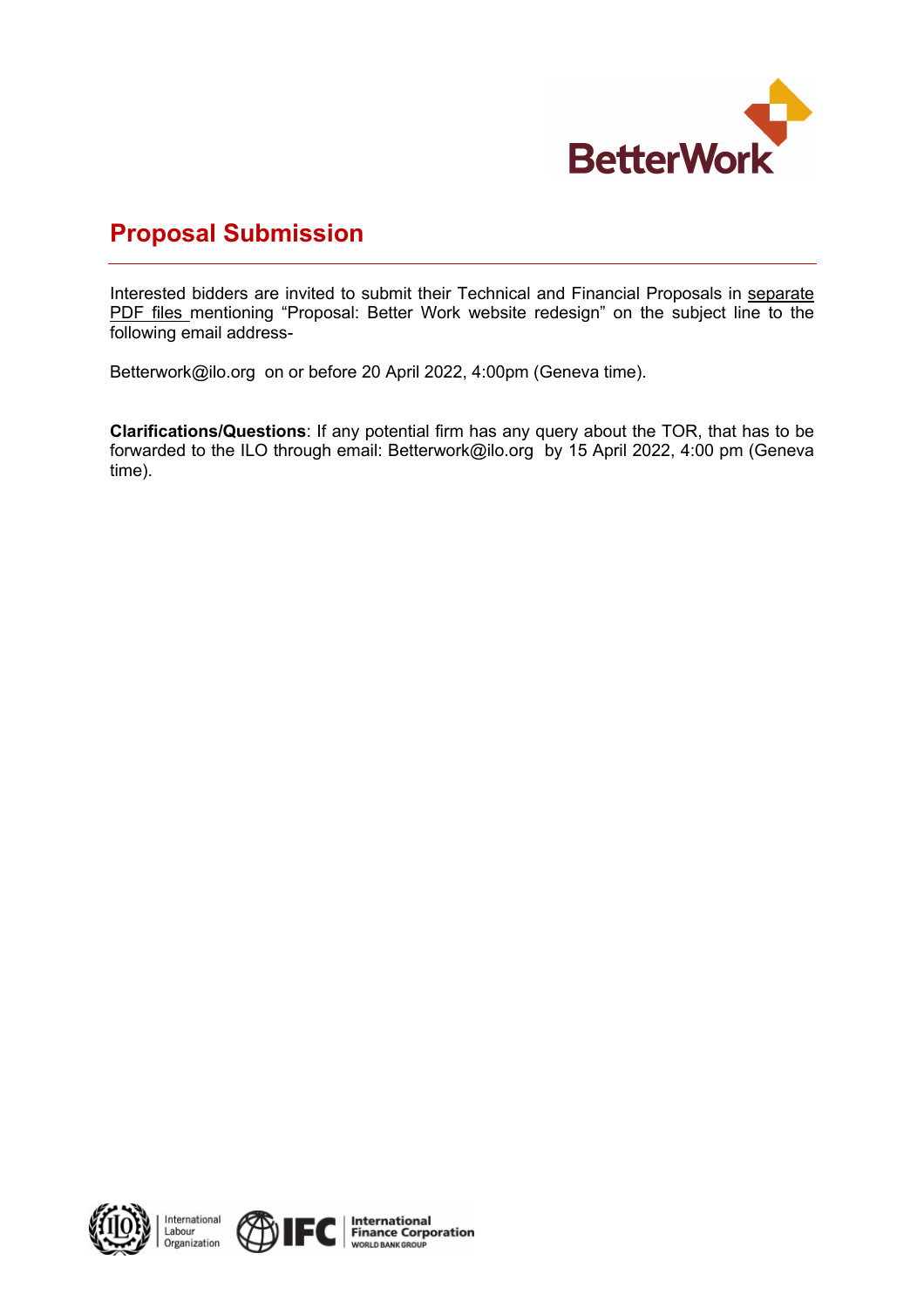## Proposal Submission

Interested bidders are invited to submit their Technical and Financial Proposals in separate PDF files mentioning "Proposal: Better Work website redesign" on the subject line to the following email address-

Betterwork@ilo.org on or before 20 April 2022, 4:00pm (Geneva time).

**Clarifications/Questions**: If any potential firm has any query about the TOR, that has to be forwarded to the ILO through email: Betterwork@ilo.org by 15 April 2022, 4:00 pm (Geneva time).